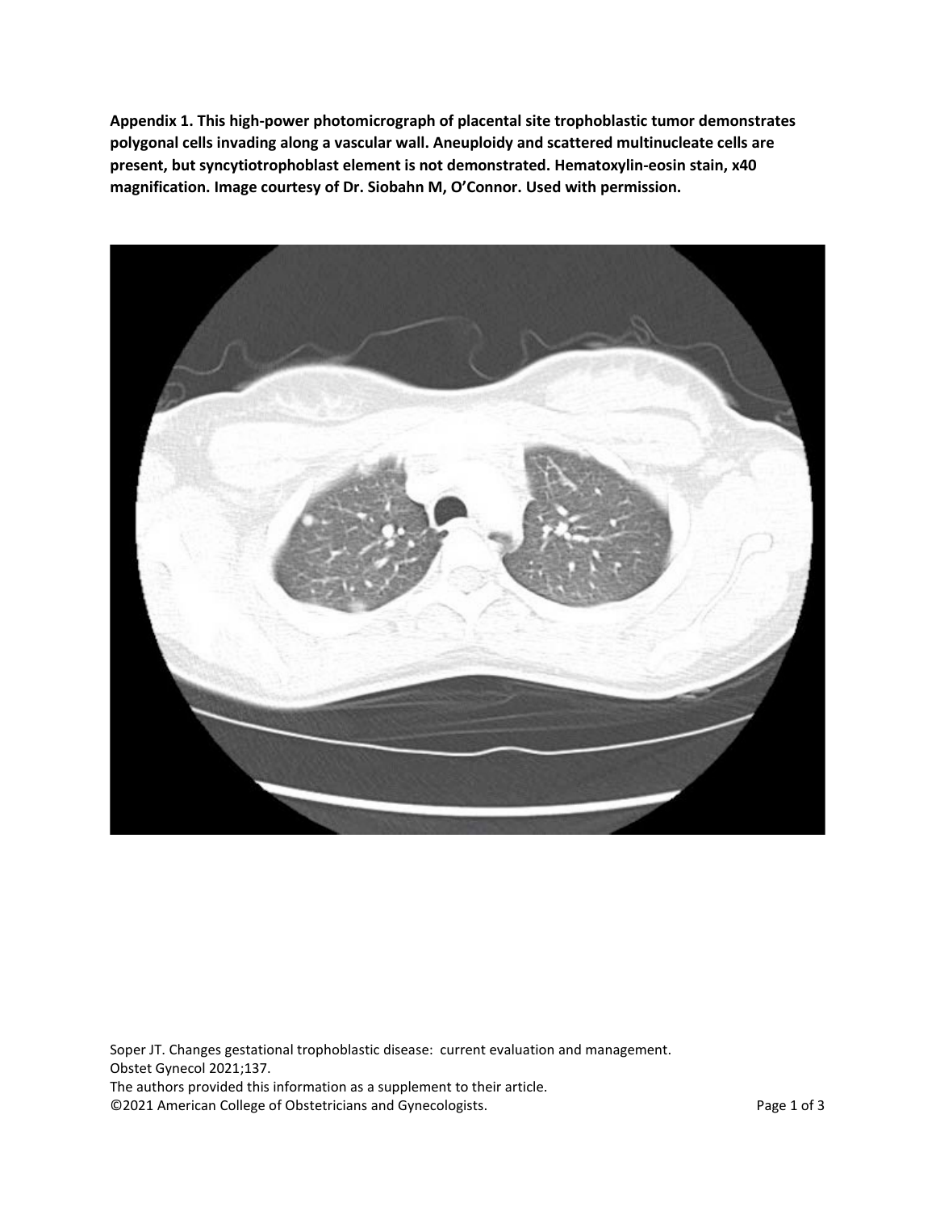**Appendix 1. This high-power photomicrograph of placental site trophoblastic tumor demonstrates polygonal cells invading along a vascular wall. Aneuploidy and scattered multinucleate cells are present, but syncytiotrophoblast element is not demonstrated. Hematoxylin-eosin stain, x40 magnification. Image courtesy of Dr. Siobahn M, O'Connor. Used with permission.**

Soper JT. Changes gestational trophoblastic disease: current evaluation and management. Obstet Gynecol 2021;137.

The authors provided this information as a supplement to their article.

©2021 American College of Obstetricians and Gynecologists.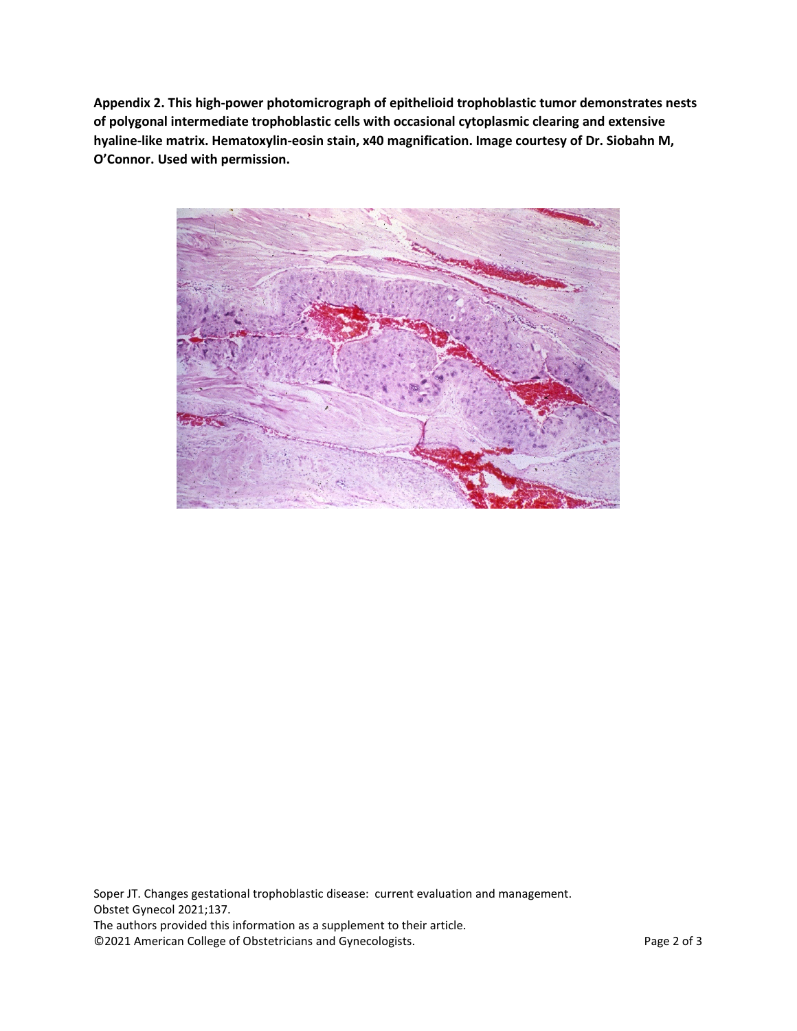**Appendix 2. This high-power photomicrograph of epithelioid trophoblastic tumor demonstrates nests of polygonal intermediate trophoblastic cells with occasional cytoplasmic clearing and extensive hyaline-like matrix. Hematoxylin-eosin stain, x40 magnification. Image courtesy of Dr. Siobahn M, O'Connor. Used with permission.**

Soper JT. Changes gestational trophoblastic disease: current evaluation and management. Obstet Gynecol 2021;137.

The authors provided this information as a supplement to their article.

©2021 American College of Obstetricians and Gynecologists.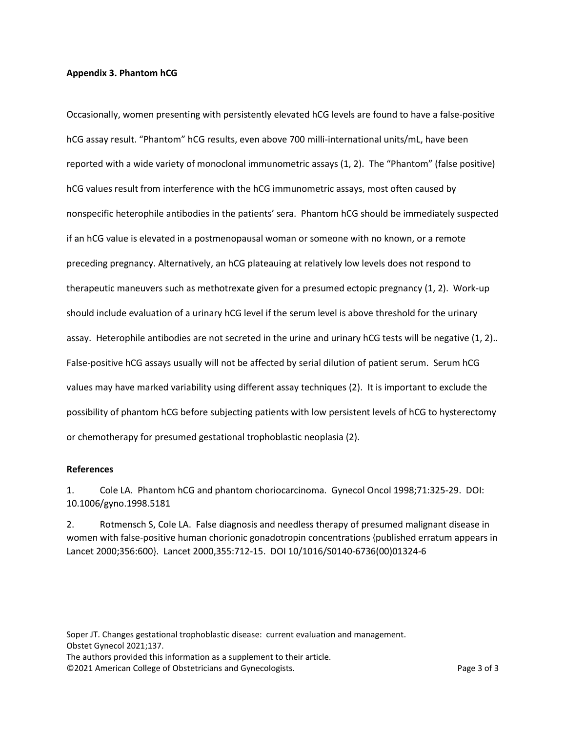**Appendix 3. Phantom hCG**

Occasionally, women presenting with persistently elevated hCG levels are found to have a false-positive hCG assay result. "Phantom" hCG results, even above 700 milli-international units/mL, have been reported with a wide variety of monoclonal immunometric assays (1, 2). The "Phantom" (false positive) hCG values result from interference with the hCG immunometric assays, most often caused by nonspecific heterophile antibodies in the patients' sera. Phantom hCG should be immediately suspected if an hCG value is elevated in a postmenopausal woman or someone with no known, or a remote preceding pregnancy. Alternatively, an hCG plateauing at relatively low levels does not respond to therapeutic maneuvers such as methotrexate given for a presumed ectopic pregnancy (1, 2). Work-up should include evaluation of a urinary hCG level if the serum level is above threshold for the urinary assay. Heterophile antibodies are not secreted in the urine and urinary hCG tests will be negative (1, 2).. False-positive hCG assays usually will not be affected by serial dilution of patient serum. Serum hCG values may have marked variability using different assay techniques (2). It is important to exclude the possibility of phantom hCG before subjecting patients with low persistent levels of hCG to hysterectomy or chemotherapy for presumed gestational trophoblastic neoplasia (2).

**References**

1. Cole LA. Phantom hCG and phantom choriocarcinoma. Gynecol Oncol 1998;71:325-29. DOI: 10.1006/gyno.1998.5181

2. Rotmensch S, Cole LA. False diagnosis and needless therapy of presumed malignant disease in women with false-positive human chorionic gonadotropin concentrations {published erratum appears in Lancet 2000;356:600}. Lancet 2000,355:712-15. DOI 10/1016/S0140-6736(00)01324-6

Soper JT. Changes gestational trophoblastic disease: current evaluation and management. Obstet Gynecol 2021;137.

The authors provided this information as a supplement to their article.

©2021 American College of Obstetricians and Gynecologists.